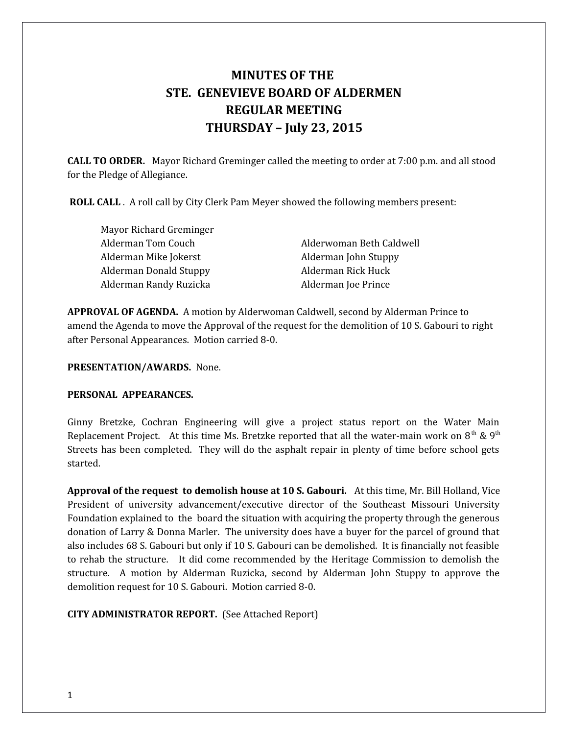# MINUTES OF THE
# STE. GENEVIEVE BOARD OF ALDERMEN
# REGULAR MEETING
# THURSDAY – July 23, 2015

**CALL TO ORDER.** Mayor Richard Greminger called the meeting to order at 7:00 p.m. and all stood for the Pledge of Allegiance.

**ROLL CALL** . A roll call by City Clerk Pam Meyer showed the following members present:

Mayor Richard Greminger

| | |
|---|---|
| Alderman Tom Couch | Alderwoman Beth Caldwell |
| Alderman Mike Jokerst | Alderman John Stuppy |
| Alderman Donald Stuppy | Alderman Rick Huck |
| Alderman Randy Ruzicka | Alderman Joe Prince |

**APPROVAL OF AGENDA.** A motion by Alderwoman Caldwell, second by Alderman Prince to amend the Agenda to move the Approval of the request for the demolition of 10 S. Gabouri to right after Personal Appearances. Motion carried 8-0.

**PRESENTATION/AWARDS.** None.

**PERSONAL APPEARANCES.**

Ginny Bretzke, Cochran Engineering will give a project status report on the Water Main Replacement Project. At this time Ms. Bretzke reported that all the water-main work on 8th & 9th Streets has been completed. They will do the asphalt repair in plenty of time before school gets started.

**Approval of the request to demolish house at 10 S. Gabouri.** At this time, Mr. Bill Holland, Vice President of university advancement/executive director of the Southeast Missouri University Foundation explained to the board the situation with acquiring the property through the generous donation of Larry & Donna Marler. The university does have a buyer for the parcel of ground that also includes 68 S. Gabouri but only if 10 S. Gabouri can be demolished. It is financially not feasible to rehab the structure. It did come recommended by the Heritage Commission to demolish the structure. A motion by Alderman Ruzicka, second by Alderman John Stuppy to approve the demolition request for 10 S. Gabouri. Motion carried 8-0.

**CITY ADMINISTRATOR REPORT.** (See Attached Report)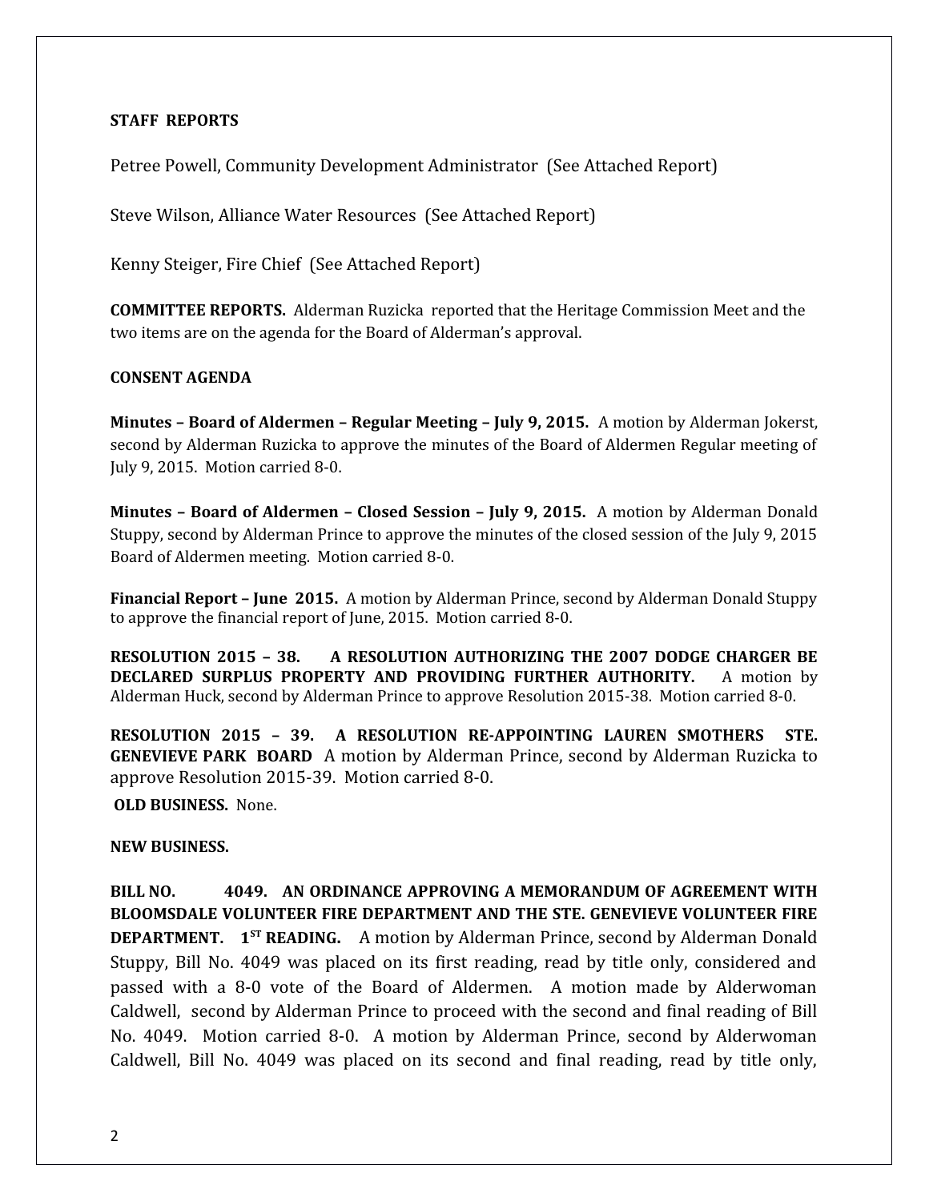**STAFF REPORTS**

Petree Powell, Community Development Administrator (See Attached Report)

Steve Wilson, Alliance Water Resources (See Attached Report)

Kenny Steiger, Fire Chief (See Attached Report)

**COMMITTEE REPORTS.** Alderman Ruzicka reported that the Heritage Commission Meet and the two items are on the agenda for the Board of Alderman's approval.

**CONSENT AGENDA**

**Minutes – Board of Aldermen – Regular Meeting – July 9, 2015.** A motion by Alderman Jokerst, second by Alderman Ruzicka to approve the minutes of the Board of Aldermen Regular meeting of July 9, 2015. Motion carried 8-0.

**Minutes – Board of Aldermen – Closed Session – July 9, 2015.** A motion by Alderman Donald Stuppy, second by Alderman Prince to approve the minutes of the closed session of the July 9, 2015 Board of Aldermen meeting. Motion carried 8-0.

**Financial Report – June 2015.** A motion by Alderman Prince, second by Alderman Donald Stuppy to approve the financial report of June, 2015. Motion carried 8-0.

**RESOLUTION 2015 – 38. A RESOLUTION AUTHORIZING THE 2007 DODGE CHARGER BE DECLARED SURPLUS PROPERTY AND PROVIDING FURTHER AUTHORITY.** A motion by Alderman Huck, second by Alderman Prince to approve Resolution 2015-38. Motion carried 8-0.

**RESOLUTION 2015 – 39. A RESOLUTION RE-APPOINTING LAUREN SMOTHERS STE. GENEVIEVE PARK BOARD** A motion by Alderman Prince, second by Alderman Ruzicka to approve Resolution 2015-39. Motion carried 8-0.

**OLD BUSINESS.** None.

**NEW BUSINESS.**

**BILL NO. 4049. AN ORDINANCE APPROVING A MEMORANDUM OF AGREEMENT WITH BLOOMSDALE VOLUNTEER FIRE DEPARTMENT AND THE STE. GENEVIEVE VOLUNTEER FIRE DEPARTMENT. 1ST READING.** A motion by Alderman Prince, second by Alderman Donald Stuppy, Bill No. 4049 was placed on its first reading, read by title only, considered and passed with a 8-0 vote of the Board of Aldermen. A motion made by Alderwoman Caldwell, second by Alderman Prince to proceed with the second and final reading of Bill No. 4049. Motion carried 8-0. A motion by Alderman Prince, second by Alderwoman Caldwell, Bill No. 4049 was placed on its second and final reading, read by title only,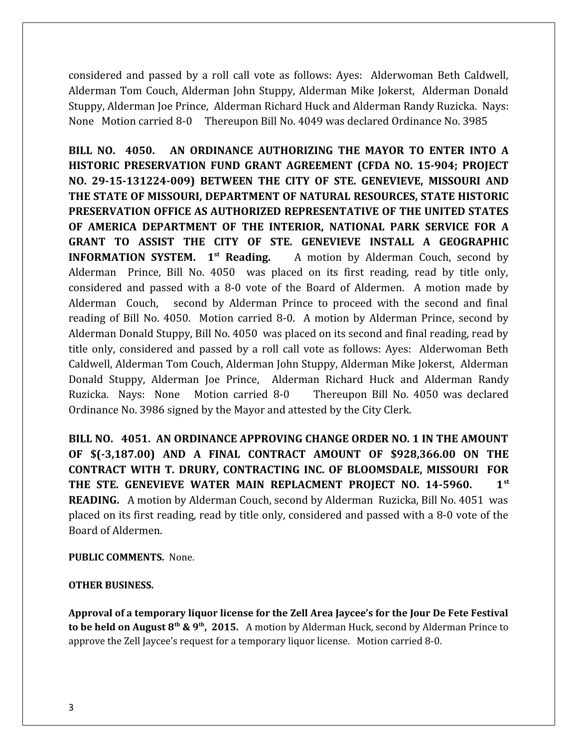considered and passed by a roll call vote as follows: Ayes: Alderwoman Beth Caldwell, Alderman Tom Couch, Alderman John Stuppy, Alderman Mike Jokerst, Alderman Donald Stuppy, Alderman Joe Prince, Alderman Richard Huck and Alderman Randy Ruzicka. Nays: None Motion carried 8-0 Thereupon Bill No. 4049 was declared Ordinance No. 3985

**BILL NO. 4050. AN ORDINANCE AUTHORIZING THE MAYOR TO ENTER INTO A HISTORIC PRESERVATION FUND GRANT AGREEMENT (CFDA NO. 15-904; PROJECT NO. 29-15-131224-009) BETWEEN THE CITY OF STE. GENEVIEVE, MISSOURI AND THE STATE OF MISSOURI, DEPARTMENT OF NATURAL RESOURCES, STATE HISTORIC PRESERVATION OFFICE AS AUTHORIZED REPRESENTATIVE OF THE UNITED STATES OF AMERICA DEPARTMENT OF THE INTERIOR, NATIONAL PARK SERVICE FOR A GRANT TO ASSIST THE CITY OF STE. GENEVIEVE INSTALL A GEOGRAPHIC INFORMATION SYSTEM. 1st Reading.** A motion by Alderman Couch, second by Alderman Prince, Bill No. 4050 was placed on its first reading, read by title only, considered and passed with a 8-0 vote of the Board of Aldermen. A motion made by Alderman Couch, second by Alderman Prince to proceed with the second and final reading of Bill No. 4050. Motion carried 8-0. A motion by Alderman Prince, second by Alderman Donald Stuppy, Bill No. 4050 was placed on its second and final reading, read by title only, considered and passed by a roll call vote as follows: Ayes: Alderwoman Beth Caldwell, Alderman Tom Couch, Alderman John Stuppy, Alderman Mike Jokerst, Alderman Donald Stuppy, Alderman Joe Prince, Alderman Richard Huck and Alderman Randy Ruzicka. Nays: None Motion carried 8-0 Thereupon Bill No. 4050 was declared Ordinance No. 3986 signed by the Mayor and attested by the City Clerk.

**BILL NO. 4051. AN ORDINANCE APPROVING CHANGE ORDER NO. 1 IN THE AMOUNT OF $(-3,187.00) AND A FINAL CONTRACT AMOUNT OF $928,366.00 ON THE CONTRACT WITH T. DRURY, CONTRACTING INC. OF BLOOMSDALE, MISSOURI FOR THE STE. GENEVIEVE WATER MAIN REPLACMENT PROJECT NO. 14-5960. 1st READING.** A motion by Alderman Couch, second by Alderman Ruzicka, Bill No. 4051 was placed on its first reading, read by title only, considered and passed with a 8-0 vote of the Board of Aldermen.

**PUBLIC COMMENTS.** None.

**OTHER BUSINESS.**

**Approval of a temporary liquor license for the Zell Area Jaycee's for the Jour De Fete Festival to be held on August 8th & 9th, 2015.** A motion by Alderman Huck, second by Alderman Prince to approve the Zell Jaycee's request for a temporary liquor license. Motion carried 8-0.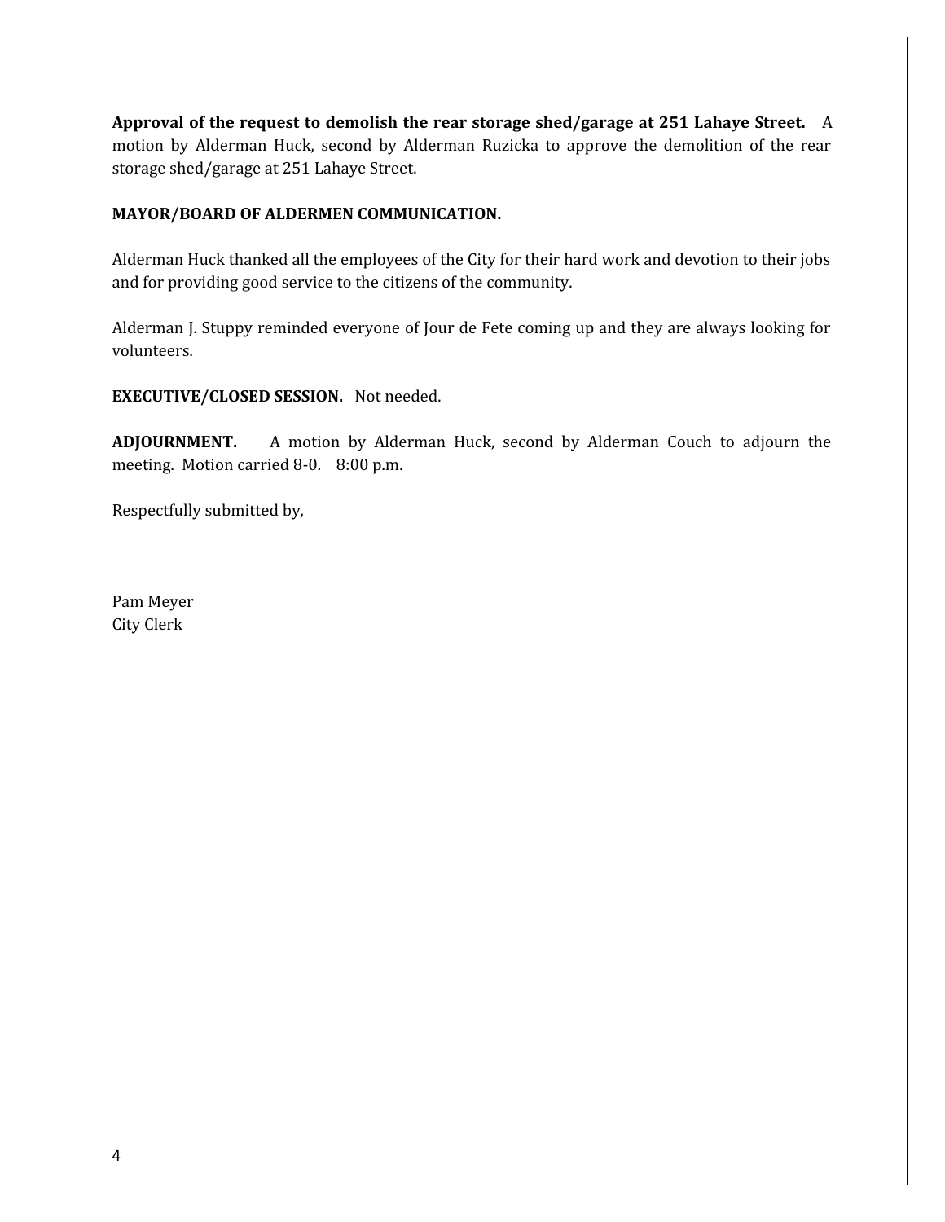**Approval of the request to demolish the rear storage shed/garage at 251 Lahaye Street.** A motion by Alderman Huck, second by Alderman Ruzicka to approve the demolition of the rear storage shed/garage at 251 Lahaye Street.

**MAYOR/BOARD OF ALDERMEN COMMUNICATION.**

Alderman Huck thanked all the employees of the City for their hard work and devotion to their jobs and for providing good service to the citizens of the community.

Alderman J. Stuppy reminded everyone of Jour de Fete coming up and they are always looking for volunteers.

**EXECUTIVE/CLOSED SESSION.** Not needed.

**ADJOURNMENT.** A motion by Alderman Huck, second by Alderman Couch to adjourn the meeting. Motion carried 8-0. 8:00 p.m.

Respectfully submitted by,

Pam Meyer
City Clerk